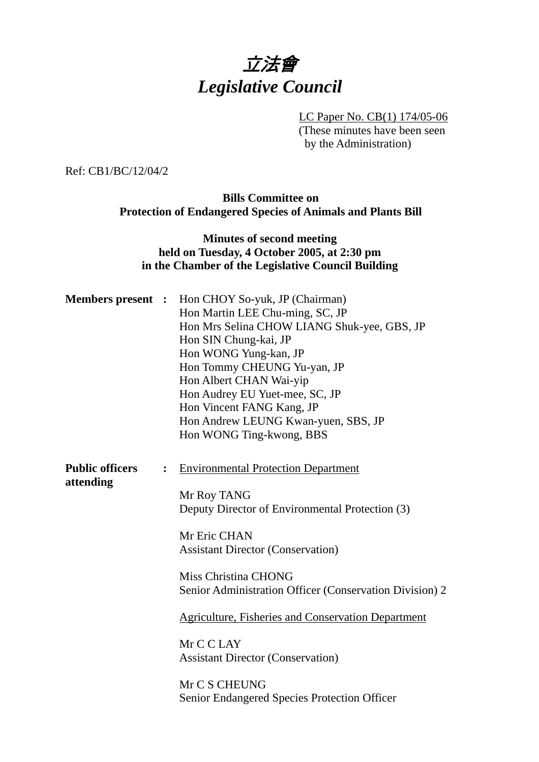# *立法會*
# *Legislative Council*

LC Paper No. CB(1) 174/05-06
(These minutes have been seen by the Administration)

Ref: CB1/BC/12/04/2

**Bills Committee on Protection of Endangered Species of Animals and Plants Bill**

**Minutes of second meeting held on Tuesday, 4 October 2005, at 2:30 pm in the Chamber of the Legislative Council Building**

**Members present :**

Hon CHOY So-yuk, JP (Chairman)
Hon Martin LEE Chu-ming, SC, JP
Hon Mrs Selina CHOW LIANG Shuk-yee, GBS, JP
Hon SIN Chung-kai, JP
Hon WONG Yung-kan, JP
Hon Tommy CHEUNG Yu-yan, JP
Hon Albert CHAN Wai-yip
Hon Audrey EU Yuet-mee, SC, JP
Hon Vincent FANG Kang, JP
Hon Andrew LEUNG Kwan-yuen, SBS, JP
Hon WONG Ting-kwong, BBS

**Public officers attending :**

Environmental Protection Department

Mr Roy TANG
Deputy Director of Environmental Protection (3)

Mr Eric CHAN
Assistant Director (Conservation)

Miss Christina CHONG
Senior Administration Officer (Conservation Division) 2

Agriculture, Fisheries and Conservation Department

Mr C C LAY
Assistant Director (Conservation)

Mr C S CHEUNG
Senior Endangered Species Protection Officer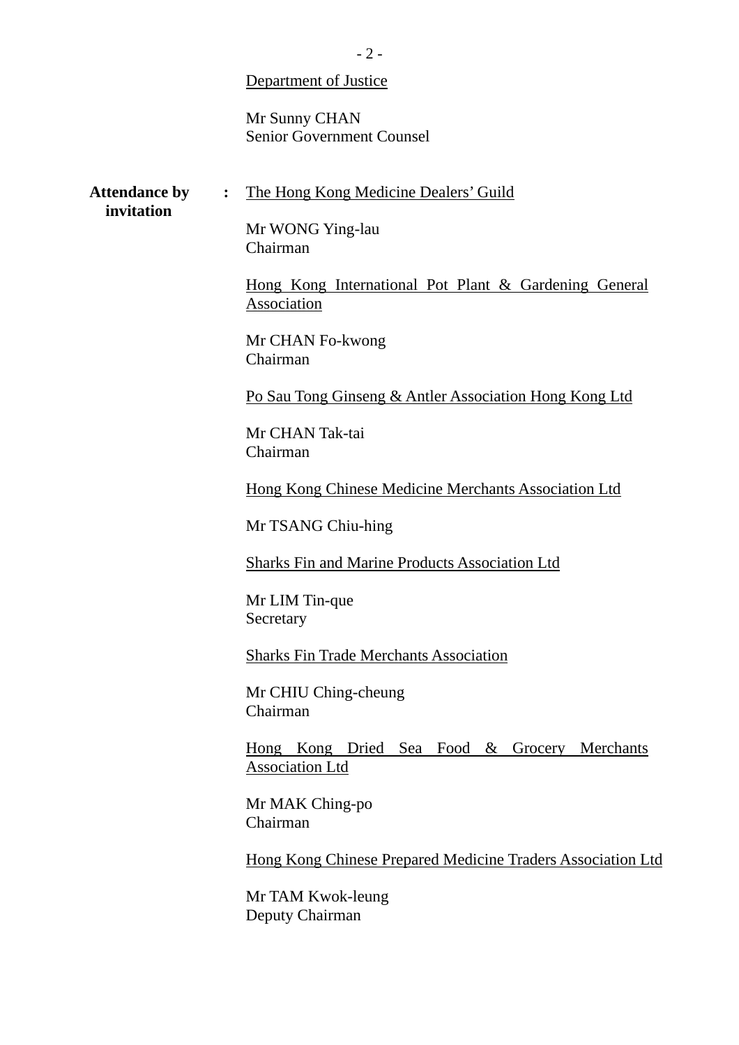<u>Department of Justice</u>

Mr Sunny CHAN
Senior Government Counsel

**Attendance by invitation** : <u>The Hong Kong Medicine Dealers' Guild</u>

Mr WONG Ying-lau
Chairman

<u>Hong Kong International Pot Plant & Gardening General Association</u>

Mr CHAN Fo-kwong
Chairman

<u>Po Sau Tong Ginseng & Antler Association Hong Kong Ltd</u>

Mr CHAN Tak-tai
Chairman

<u>Hong Kong Chinese Medicine Merchants Association Ltd</u>

Mr TSANG Chiu-hing

<u>Sharks Fin and Marine Products Association Ltd</u>

Mr LIM Tin-que
Secretary

<u>Sharks Fin Trade Merchants Association</u>

Mr CHIU Ching-cheung
Chairman

<u>Hong Kong Dried Sea Food & Grocery Merchants Association Ltd</u>

Mr MAK Ching-po
Chairman

<u>Hong Kong Chinese Prepared Medicine Traders Association Ltd</u>

Mr TAM Kwok-leung
Deputy Chairman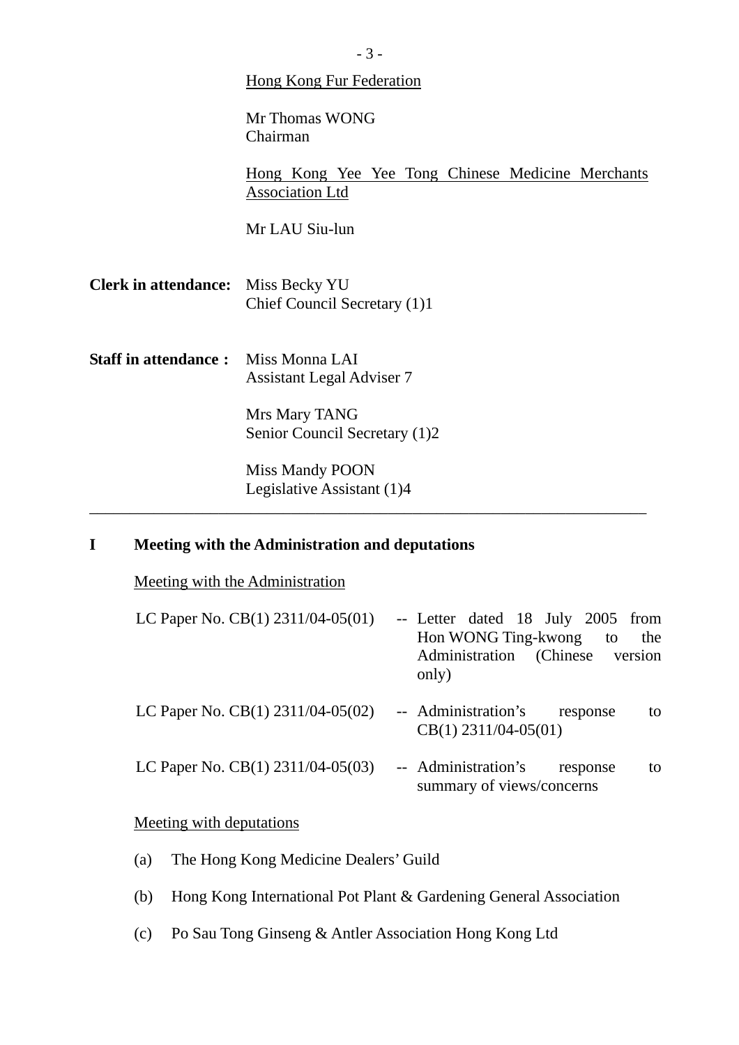Hong Kong Fur Federation

Mr Thomas WONG
Chairman

Hong Kong Yee Yee Tong Chinese Medicine Merchants Association Ltd

Mr LAU Siu-lun

**Clerk in attendance:** Miss Becky YU
Chief Council Secretary (1)1

**Staff in attendance :** Miss Monna LAI
Assistant Legal Adviser 7

Mrs Mary TANG
Senior Council Secretary (1)2

Miss Mandy POON
Legislative Assistant (1)4

---

## I Meeting with the Administration and deputations

Meeting with the Administration

| | | |
|---|---|---|
| LC Paper No. CB(1) 2311/04-05(01) | -- | Letter dated 18 July 2005 from Hon WONG Ting-kwong to the Administration (Chinese version only) |
| LC Paper No. CB(1) 2311/04-05(02) | -- | Administration's response to CB(1) 2311/04-05(01) |
| LC Paper No. CB(1) 2311/04-05(03) | -- | Administration's response to summary of views/concerns |

Meeting with deputations

(a) The Hong Kong Medicine Dealers' Guild

(b) Hong Kong International Pot Plant & Gardening General Association

(c) Po Sau Tong Ginseng & Antler Association Hong Kong Ltd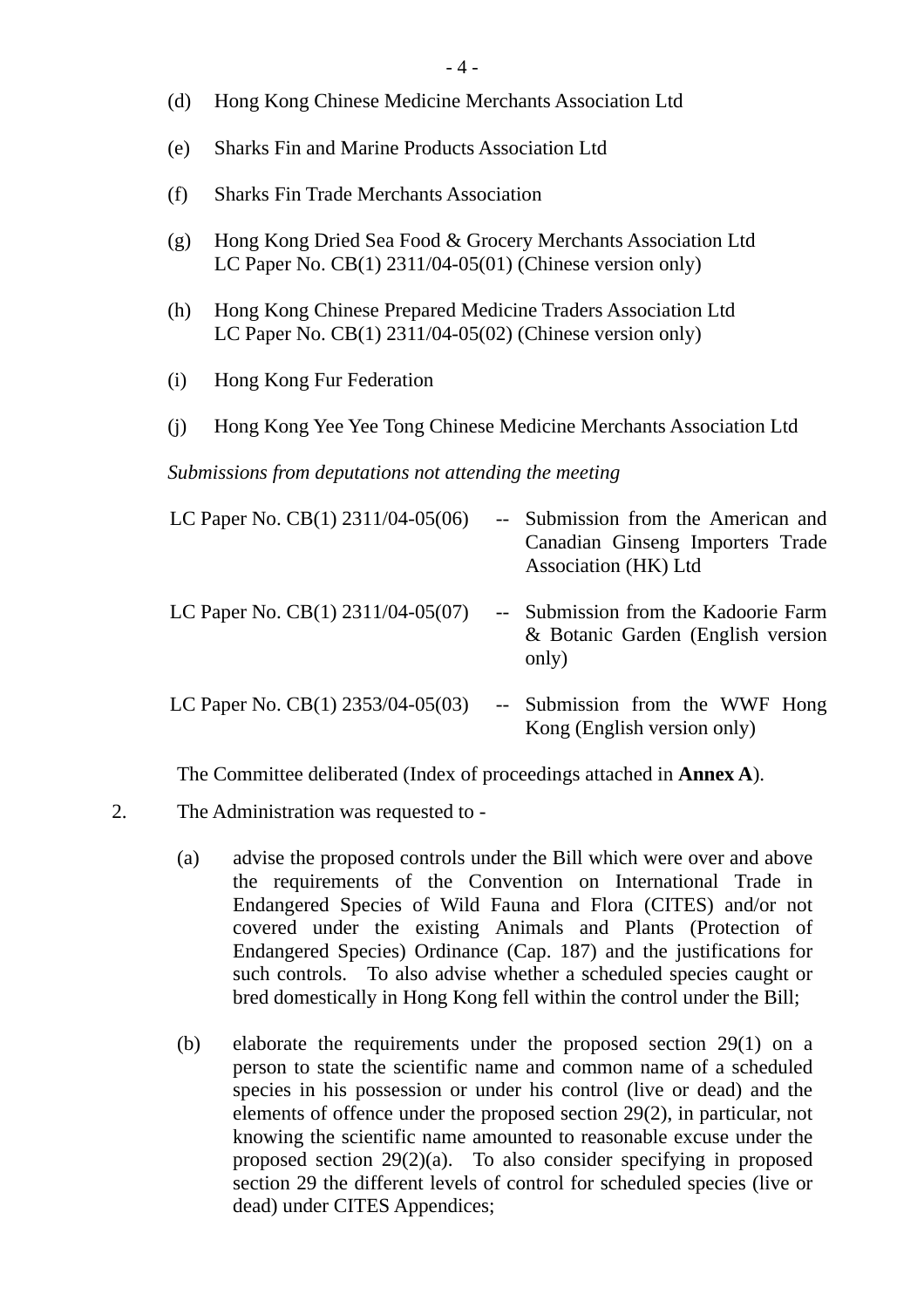(d) Hong Kong Chinese Medicine Merchants Association Ltd

(e) Sharks Fin and Marine Products Association Ltd

(f) Sharks Fin Trade Merchants Association

(g) Hong Kong Dried Sea Food & Grocery Merchants Association Ltd
LC Paper No. CB(1) 2311/04-05(01) (Chinese version only)

(h) Hong Kong Chinese Prepared Medicine Traders Association Ltd
LC Paper No. CB(1) 2311/04-05(02) (Chinese version only)

(i) Hong Kong Fur Federation

(j) Hong Kong Yee Yee Tong Chinese Medicine Merchants Association Ltd

*Submissions from deputations not attending the meeting*

| | | |
|---|---|---|
| LC Paper No. CB(1) 2311/04-05(06) | -- | Submission from the American and Canadian Ginseng Importers Trade Association (HK) Ltd |
| LC Paper No. CB(1) 2311/04-05(07) | -- | Submission from the Kadoorie Farm & Botanic Garden (English version only) |
| LC Paper No. CB(1) 2353/04-05(03) | -- | Submission from the WWF Hong Kong (English version only) |

The Committee deliberated (Index of proceedings attached in **Annex A**).

2. The Administration was requested to -

(a) advise the proposed controls under the Bill which were over and above the requirements of the Convention on International Trade in Endangered Species of Wild Fauna and Flora (CITES) and/or not covered under the existing Animals and Plants (Protection of Endangered Species) Ordinance (Cap. 187) and the justifications for such controls. To also advise whether a scheduled species caught or bred domestically in Hong Kong fell within the control under the Bill;

(b) elaborate the requirements under the proposed section 29(1) on a person to state the scientific name and common name of a scheduled species in his possession or under his control (live or dead) and the elements of offence under the proposed section 29(2), in particular, not knowing the scientific name amounted to reasonable excuse under the proposed section 29(2)(a). To also consider specifying in proposed section 29 the different levels of control for scheduled species (live or dead) under CITES Appendices;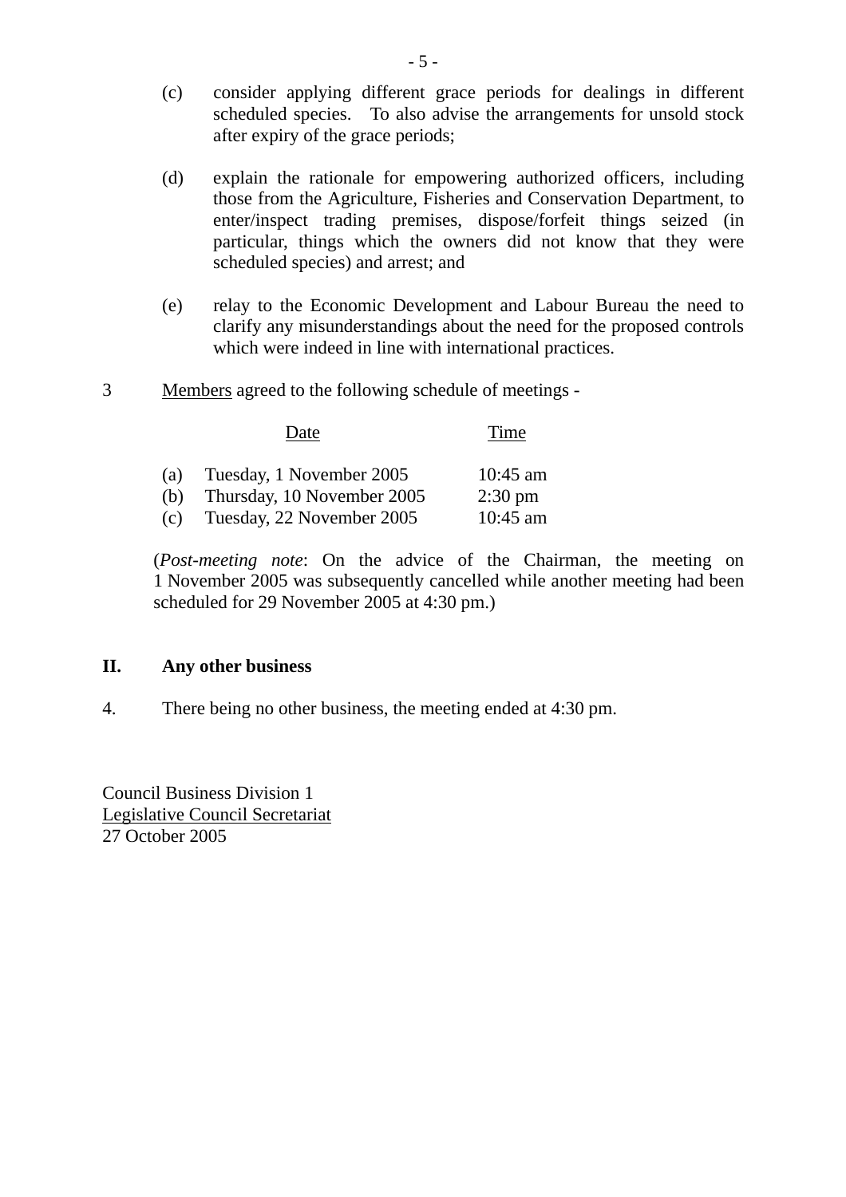(c) consider applying different grace periods for dealings in different scheduled species. To also advise the arrangements for unsold stock after expiry of the grace periods;

(d) explain the rationale for empowering authorized officers, including those from the Agriculture, Fisheries and Conservation Department, to enter/inspect trading premises, dispose/forfeit things seized (in particular, things which the owners did not know that they were scheduled species) and arrest; and

(e) relay to the Economic Development and Labour Bureau the need to clarify any misunderstandings about the need for the proposed controls which were indeed in line with international practices.

3 Members agreed to the following schedule of meetings -

| | Date | Time |
|---|---|---|
| (a) | Tuesday, 1 November 2005 | 10:45 am |
| (b) | Thursday, 10 November 2005 | 2:30 pm |
| (c) | Tuesday, 22 November 2005 | 10:45 am |

(*Post-meeting note*: On the advice of the Chairman, the meeting on 1 November 2005 was subsequently cancelled while another meeting had been scheduled for 29 November 2005 at 4:30 pm.)

## II. Any other business

4. There being no other business, the meeting ended at 4:30 pm.

Council Business Division 1
Legislative Council Secretariat
27 October 2005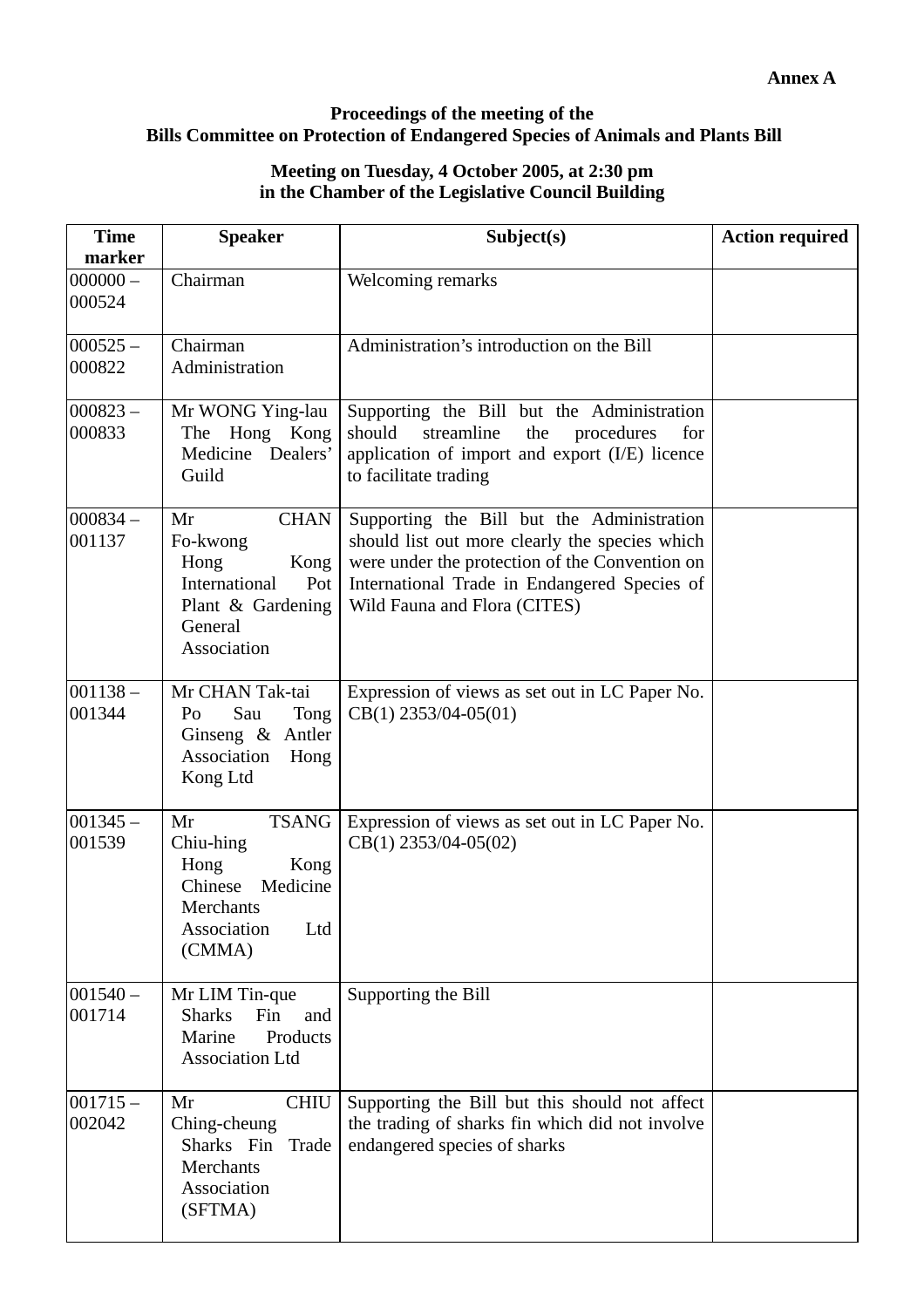**Annex A**

**Proceedings of the meeting of the**
**Bills Committee on Protection of Endangered Species of Animals and Plants Bill**

**Meeting on Tuesday, 4 October 2005, at 2:30 pm**
**in the Chamber of the Legislative Council Building**

| Time marker | Speaker | Subject(s) | Action required |
|---|---|---|---|
| 000000 – 000524 | Chairman | Welcoming remarks | |
| 000525 – 000822 | Chairman<br>Administration | Administration's introduction on the Bill | |
| 000823 – 000833 | Mr WONG Ying-lau<br>The Hong Kong Medicine Dealers' Guild | Supporting the Bill but the Administration should streamline the procedures for application of import and export (I/E) licence to facilitate trading | |
| 000834 – 001137 | Mr CHAN Fo-kwong<br>Hong Kong International Pot Plant & Gardening General Association | Supporting the Bill but the Administration should list out more clearly the species which were under the protection of the Convention on International Trade in Endangered Species of Wild Fauna and Flora (CITES) | |
| 001138 – 001344 | Mr CHAN Tak-tai<br>Po Sau Tong Ginseng & Antler Association Hong Kong Ltd | Expression of views as set out in LC Paper No. CB(1) 2353/04-05(01) | |
| 001345 – 001539 | Mr TSANG Chiu-hing<br>Hong Kong Chinese Medicine Merchants Association Ltd (CMMA) | Expression of views as set out in LC Paper No. CB(1) 2353/04-05(02) | |
| 001540 – 001714 | Mr LIM Tin-que<br>Sharks Fin and Marine Products Association Ltd | Supporting the Bill | |
| 001715 – 002042 | Mr CHIU Ching-cheung<br>Sharks Fin Trade Merchants Association (SFTMA) | Supporting the Bill but this should not affect the trading of sharks fin which did not involve endangered species of sharks | |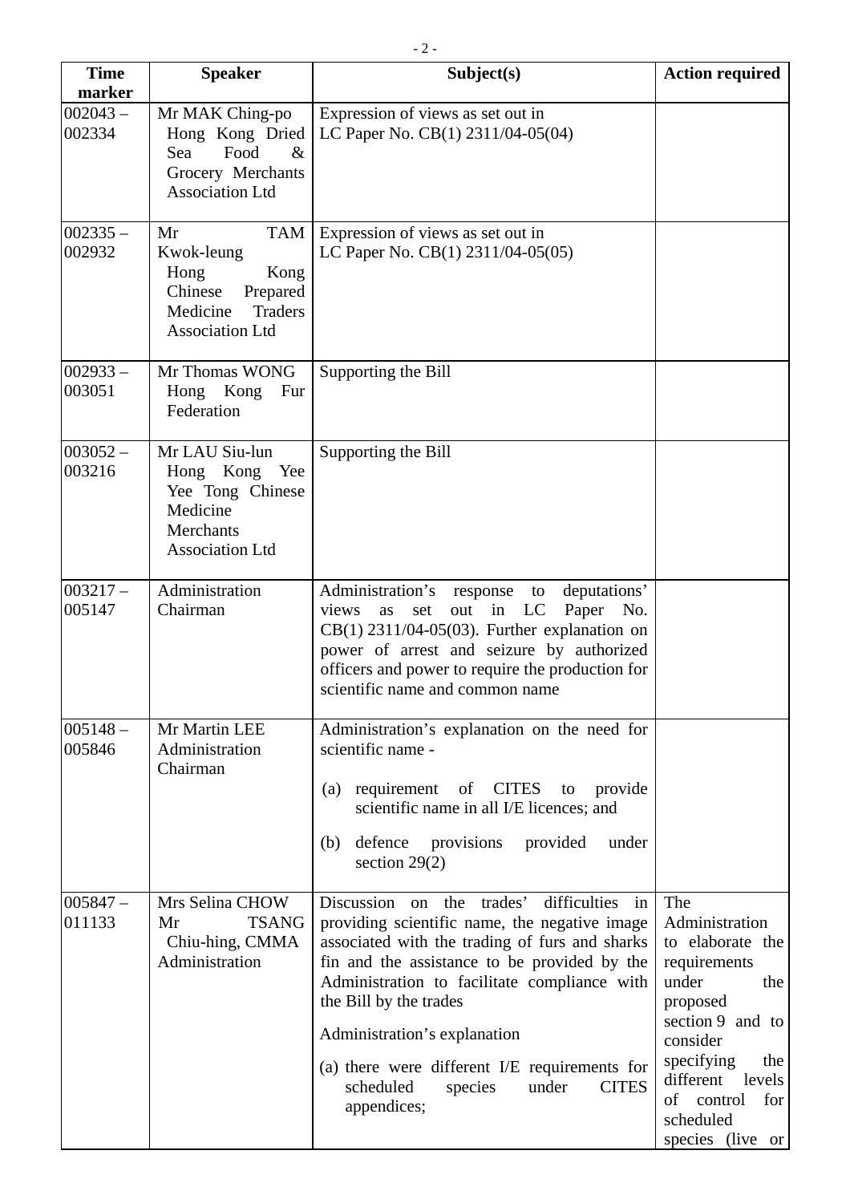| Time marker | Speaker | Subject(s) | Action required |
|---|---|---|---|
| 002043 – 002334 | Mr MAK Ching-po Hong Kong Dried Sea Food & Grocery Merchants Association Ltd | Expression of views as set out in LC Paper No. CB(1) 2311/04-05(04) | |
| 002335 – 002932 | Mr TAM Kwok-leung Hong Kong Chinese Prepared Medicine Traders Association Ltd | Expression of views as set out in LC Paper No. CB(1) 2311/04-05(05) | |
| 002933 – 003051 | Mr Thomas WONG Hong Kong Fur Federation | Supporting the Bill | |
| 003052 – 003216 | Mr LAU Siu-lun Hong Kong Yee Yee Tong Chinese Medicine Merchants Association Ltd | Supporting the Bill | |
| 003217 – 005147 | Administration Chairman | Administration's response to deputations' views as set out in LC Paper No. CB(1) 2311/04-05(03). Further explanation on power of arrest and seizure by authorized officers and power to require the production for scientific name and common name | |
| 005148 – 005846 | Mr Martin LEE Administration Chairman | Administration's explanation on the need for scientific name - (a) requirement of CITES to provide scientific name in all I/E licences; and (b) defence provisions provided under section 29(2) | |
| 005847 – 011133 | Mrs Selina CHOW Mr TSANG Chiu-hing, CMMA Administration | Discussion on the trades' difficulties in providing scientific name, the negative image associated with the trading of furs and sharks fin and the assistance to be provided by the Administration to facilitate compliance with the Bill by the trades<br><br>Administration's explanation<br><br>(a) there were different I/E requirements for scheduled species under CITES appendices; | The Administration to elaborate the requirements under the proposed section 9 and to consider specifying the different levels of control for scheduled species (live or |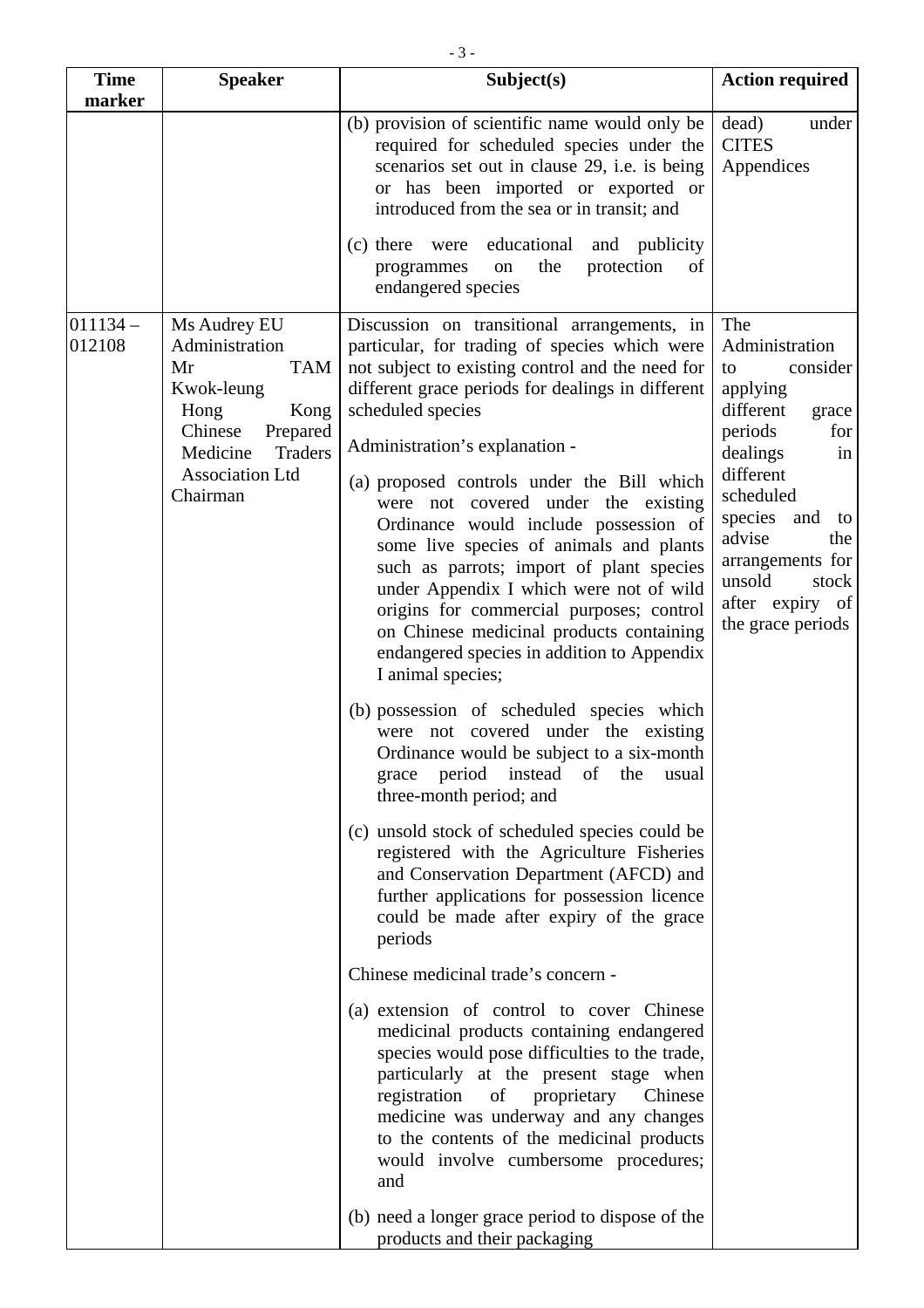| Time marker | Speaker | Subject(s) | Action required |
|---|---|---|---|
| | | (b) provision of scientific name would only be required for scheduled species under the scenarios set out in clause 29, i.e. is being or has been imported or exported or introduced from the sea or in transit; and<br><br>(c) there were educational and publicity programmes on the protection of endangered species | dead) under CITES Appendices |
| 011134 – 012108 | Ms Audrey EU<br>Administration<br>Mr TAM Kwok-leung<br>Hong Kong Chinese Prepared Medicine Traders Association Ltd Chairman | Discussion on transitional arrangements, in particular, for trading of species which were not subject to existing control and the need for different grace periods for dealings in different scheduled species<br><br>Administration's explanation -<br><br>(a) proposed controls under the Bill which were not covered under the existing Ordinance would include possession of some live species of animals and plants such as parrots; import of plant species under Appendix I which were not of wild origins for commercial purposes; control on Chinese medicinal products containing endangered species in addition to Appendix I animal species;<br><br>(b) possession of scheduled species which were not covered under the existing Ordinance would be subject to a six-month grace period instead of the usual three-month period; and<br><br>(c) unsold stock of scheduled species could be registered with the Agriculture Fisheries and Conservation Department (AFCD) and further applications for possession licence could be made after expiry of the grace periods<br><br>Chinese medicinal trade's concern -<br><br>(a) extension of control to cover Chinese medicinal products containing endangered species would pose difficulties to the trade, particularly at the present stage when registration of proprietary Chinese medicine was underway and any changes to the contents of the medicinal products would involve cumbersome procedures; and<br><br>(b) need a longer grace period to dispose of the products and their packaging | The Administration to consider applying different grace periods for dealings in different scheduled species and to advise the arrangements for unsold stock after expiry of the grace periods |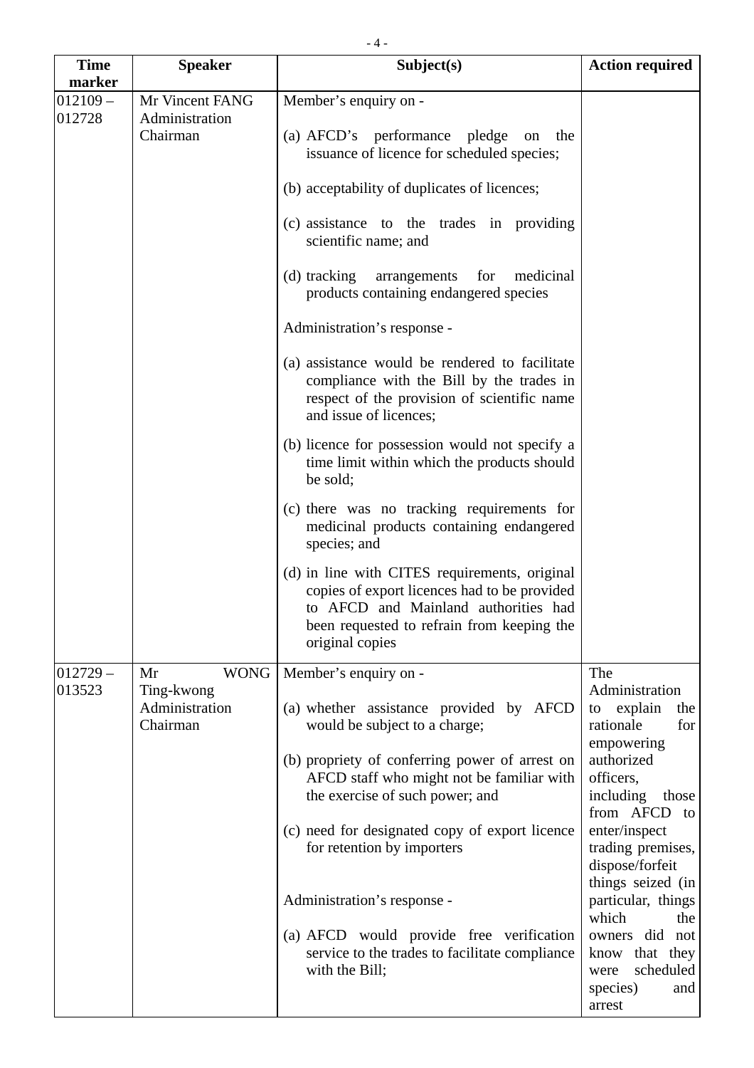| Time marker | Speaker | Subject(s) | Action required |
|---|---|---|---|
| 012109 – 012728 | Mr Vincent FANG<br>Administration<br>Chairman | Member's enquiry on -<br><br>(a) AFCD's performance pledge on the issuance of licence for scheduled species;<br><br>(b) acceptability of duplicates of licences;<br><br>(c) assistance to the trades in providing scientific name; and<br><br>(d) tracking arrangements for medicinal products containing endangered species<br><br>Administration's response -<br><br>(a) assistance would be rendered to facilitate compliance with the Bill by the trades in respect of the provision of scientific name and issue of licences;<br><br>(b) licence for possession would not specify a time limit within which the products should be sold;<br><br>(c) there was no tracking requirements for medicinal products containing endangered species; and<br><br>(d) in line with CITES requirements, original copies of export licences had to be provided to AFCD and Mainland authorities had been requested to refrain from keeping the original copies | |
| 012729 – 013523 | Mr WONG Ting-kwong<br>Administration<br>Chairman | Member's enquiry on -<br><br>(a) whether assistance provided by AFCD would be subject to a charge;<br><br>(b) propriety of conferring power of arrest on AFCD staff who might not be familiar with the exercise of such power; and<br><br>(c) need for designated copy of export licence for retention by importers<br><br>Administration's response -<br><br>(a) AFCD would provide free verification service to the trades to facilitate compliance with the Bill; | The Administration to explain the rationale for empowering authorized officers, including those from AFCD to enter/inspect trading premises, dispose/forfeit things seized (in particular, things which the owners did not know that they were scheduled species) and arrest |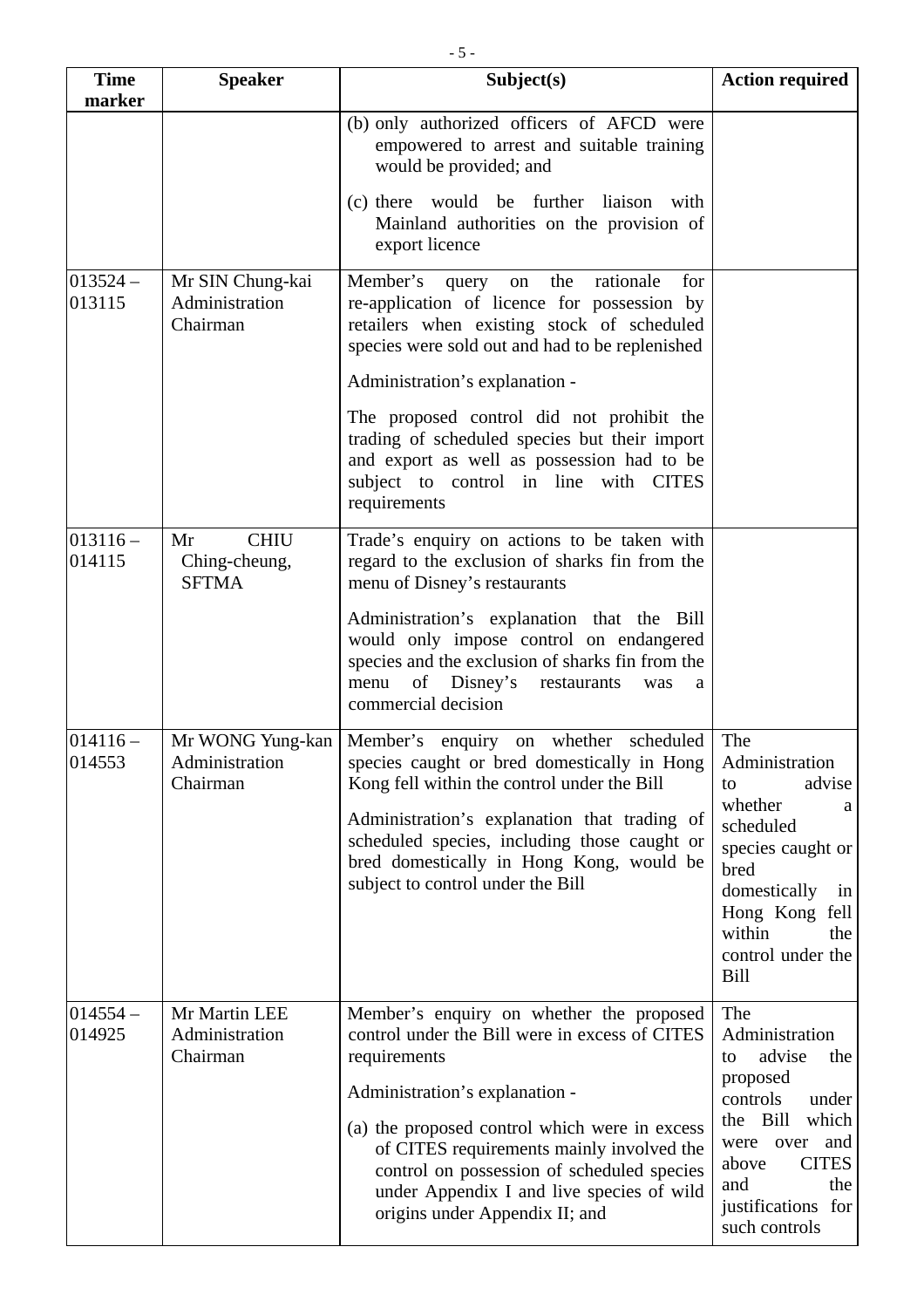| Time marker | Speaker | Subject(s) | Action required |
|---|---|---|---|
| | | (b) only authorized officers of AFCD were empowered to arrest and suitable training would be provided; and<br><br>(c) there would be further liaison with Mainland authorities on the provision of export licence | |
| 013524 – 013115 | Mr SIN Chung-kai<br>Administration<br>Chairman | Member's query on the rationale for re-application of licence for possession by retailers when existing stock of scheduled species were sold out and had to be replenished<br><br>Administration's explanation -<br><br>The proposed control did not prohibit the trading of scheduled species but their import and export as well as possession had to be subject to control in line with CITES requirements | |
| 013116 – 014115 | Mr CHIU Ching-cheung, SFTMA | Trade's enquiry on actions to be taken with regard to the exclusion of sharks fin from the menu of Disney's restaurants<br><br>Administration's explanation that the Bill would only impose control on endangered species and the exclusion of sharks fin from the menu of Disney's restaurants was a commercial decision | |
| 014116 – 014553 | Mr WONG Yung-kan<br>Administration<br>Chairman | Member's enquiry on whether scheduled species caught or bred domestically in Hong Kong fell within the control under the Bill<br><br>Administration's explanation that trading of scheduled species, including those caught or bred domestically in Hong Kong, would be subject to control under the Bill | The Administration to advise whether a scheduled species caught or bred domestically in Hong Kong fell within the control under the Bill |
| 014554 – 014925 | Mr Martin LEE<br>Administration<br>Chairman | Member's enquiry on whether the proposed control under the Bill were in excess of CITES requirements<br><br>Administration's explanation -<br><br>(a) the proposed control which were in excess of CITES requirements mainly involved the control on possession of scheduled species under Appendix I and live species of wild origins under Appendix II; and | The Administration to advise the proposed controls under the Bill which were over and above CITES and the justifications for such controls |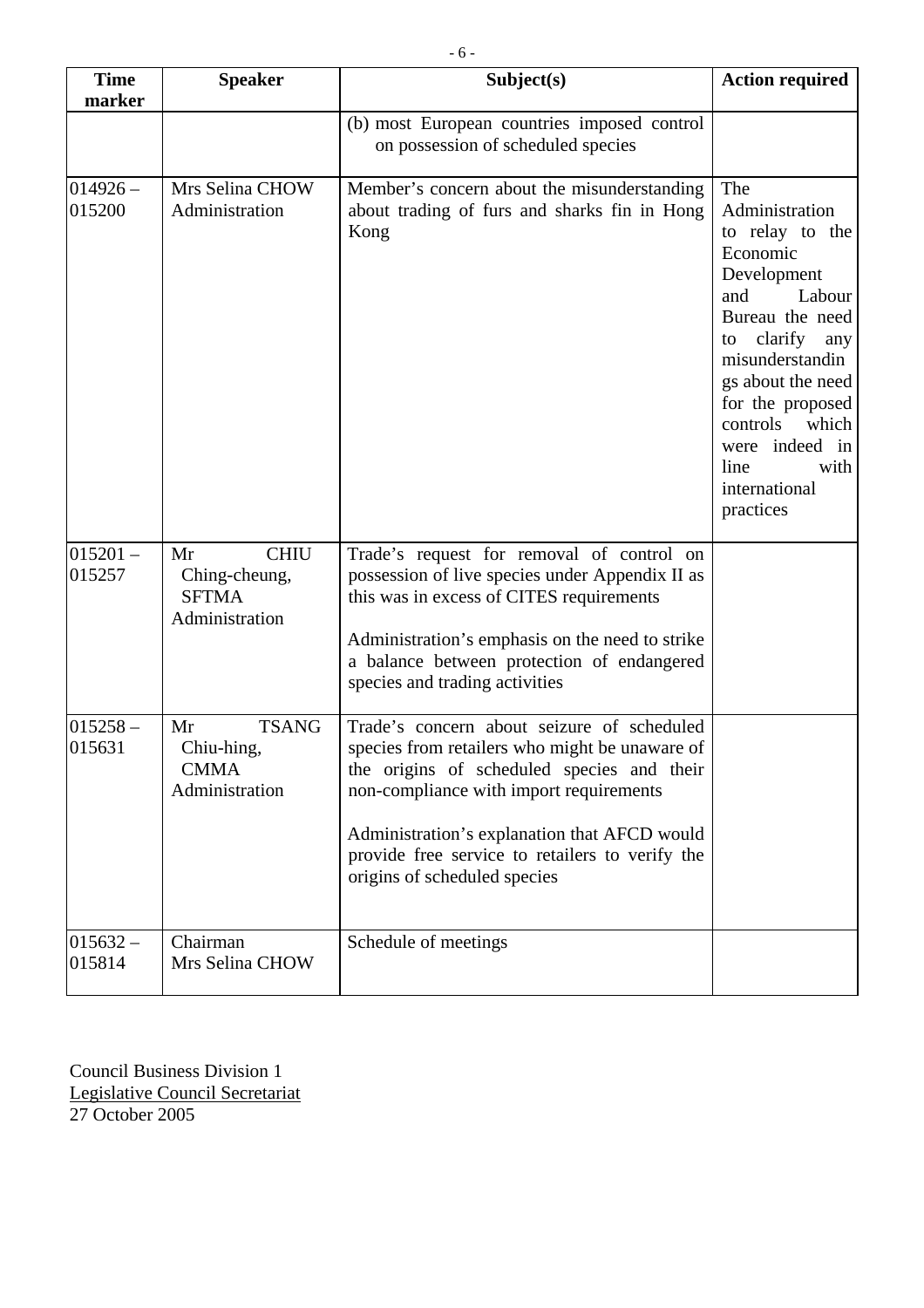| Time marker | Speaker | Subject(s) | Action required |
|---|---|---|---|
| | | (b) most European countries imposed control on possession of scheduled species | |
| 014926 – 015200 | Mrs Selina CHOW Administration | Member's concern about the misunderstanding about trading of furs and sharks fin in Hong Kong | The Administration to relay to the Economic Development and Labour Bureau the need to clarify any misunderstandings about the need for the proposed controls which were indeed in line with international practices |
| 015201 – 015257 | Mr CHIU Ching-cheung, SFTMA Administration | Trade's request for removal of control on possession of live species under Appendix II as this was in excess of CITES requirements<br><br>Administration's emphasis on the need to strike a balance between protection of endangered species and trading activities | |
| 015258 – 015631 | Mr TSANG Chiu-hing, CMMA Administration | Trade's concern about seizure of scheduled species from retailers who might be unaware of the origins of scheduled species and their non-compliance with import requirements<br><br>Administration's explanation that AFCD would provide free service to retailers to verify the origins of scheduled species | |
| 015632 – 015814 | Chairman Mrs Selina CHOW | Schedule of meetings | |

Council Business Division 1
Legislative Council Secretariat
27 October 2005